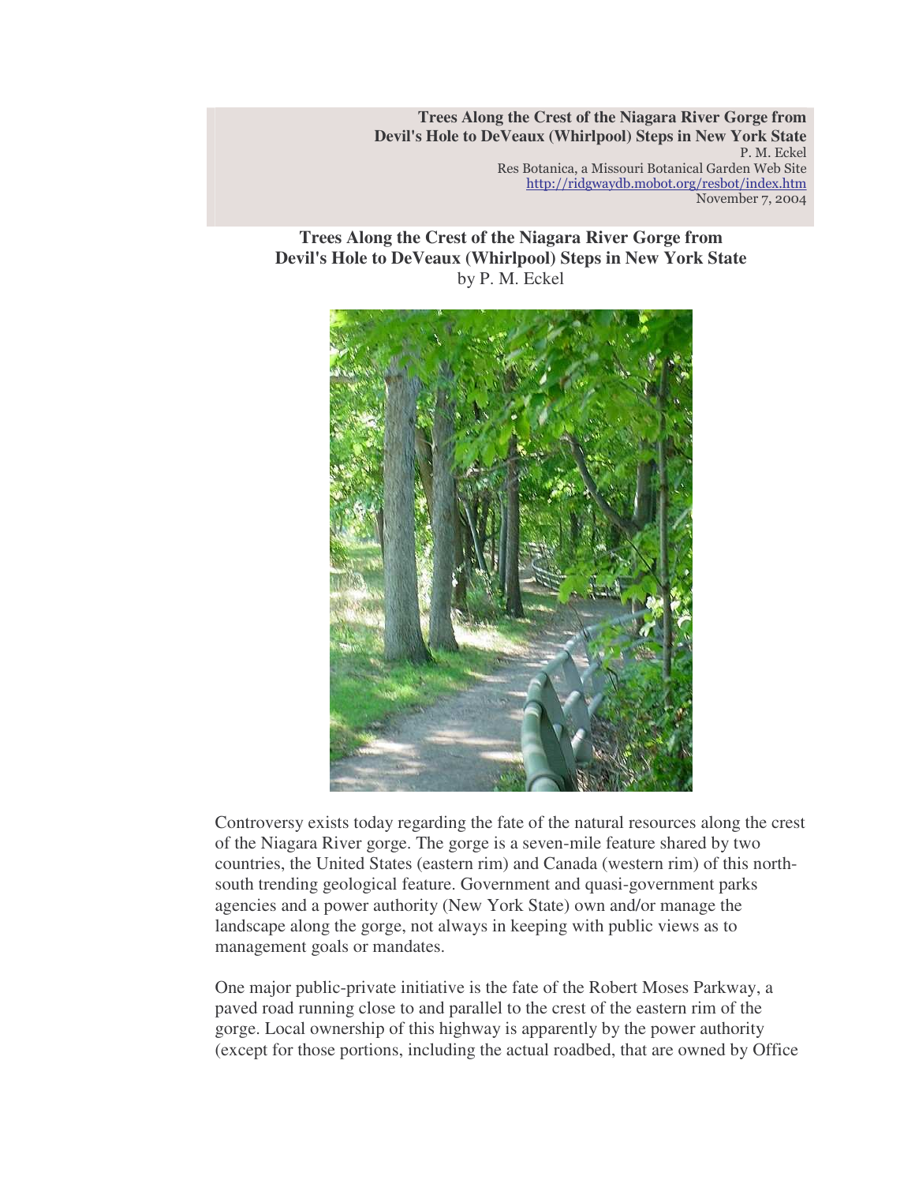**Trees Along the Crest of the Niagara River Gorge from Devil's Hole to DeVeaux (Whirlpool) Steps in New York State**
P. M. Eckel
Res Botanica, a Missouri Botanical Garden Web Site
http://ridgwaydb.mobot.org/resbot/index.htm
November 7, 2004

# Trees Along the Crest of the Niagara River Gorge from Devil's Hole to DeVeaux (Whirlpool) Steps in New York State

by P. M. Eckel

Controversy exists today regarding the fate of the natural resources along the crest of the Niagara River gorge. The gorge is a seven-mile feature shared by two countries, the United States (eastern rim) and Canada (western rim) of this north-south trending geological feature. Government and quasi-government parks agencies and a power authority (New York State) own and/or manage the landscape along the gorge, not always in keeping with public views as to management goals or mandates.

One major public-private initiative is the fate of the Robert Moses Parkway, a paved road running close to and parallel to the crest of the eastern rim of the gorge. Local ownership of this highway is apparently by the power authority (except for those portions, including the actual roadbed, that are owned by Office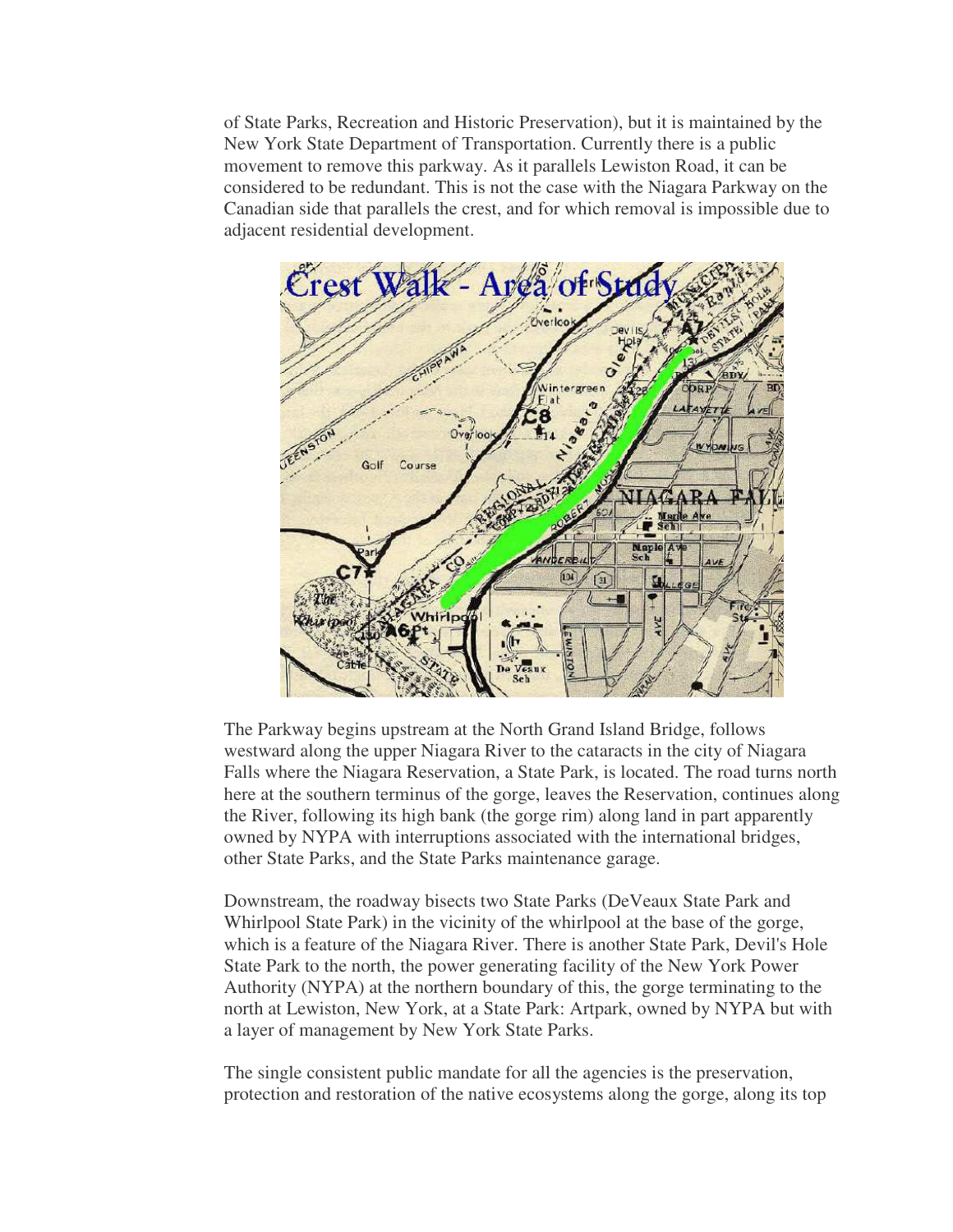of State Parks, Recreation and Historic Preservation), but it is maintained by the New York State Department of Transportation. Currently there is a public movement to remove this parkway. As it parallels Lewiston Road, it can be considered to be redundant. This is not the case with the Niagara Parkway on the Canadian side that parallels the crest, and for which removal is impossible due to adjacent residential development.

The Parkway begins upstream at the North Grand Island Bridge, follows westward along the upper Niagara River to the cataracts in the city of Niagara Falls where the Niagara Reservation, a State Park, is located. The road turns north here at the southern terminus of the gorge, leaves the Reservation, continues along the River, following its high bank (the gorge rim) along land in part apparently owned by NYPA with interruptions associated with the international bridges, other State Parks, and the State Parks maintenance garage.

Downstream, the roadway bisects two State Parks (DeVeaux State Park and Whirlpool State Park) in the vicinity of the whirlpool at the base of the gorge, which is a feature of the Niagara River. There is another State Park, Devil's Hole State Park to the north, the power generating facility of the New York Power Authority (NYPA) at the northern boundary of this, the gorge terminating to the north at Lewiston, New York, at a State Park: Artpark, owned by NYPA but with a layer of management by New York State Parks.

The single consistent public mandate for all the agencies is the preservation, protection and restoration of the native ecosystems along the gorge, along its top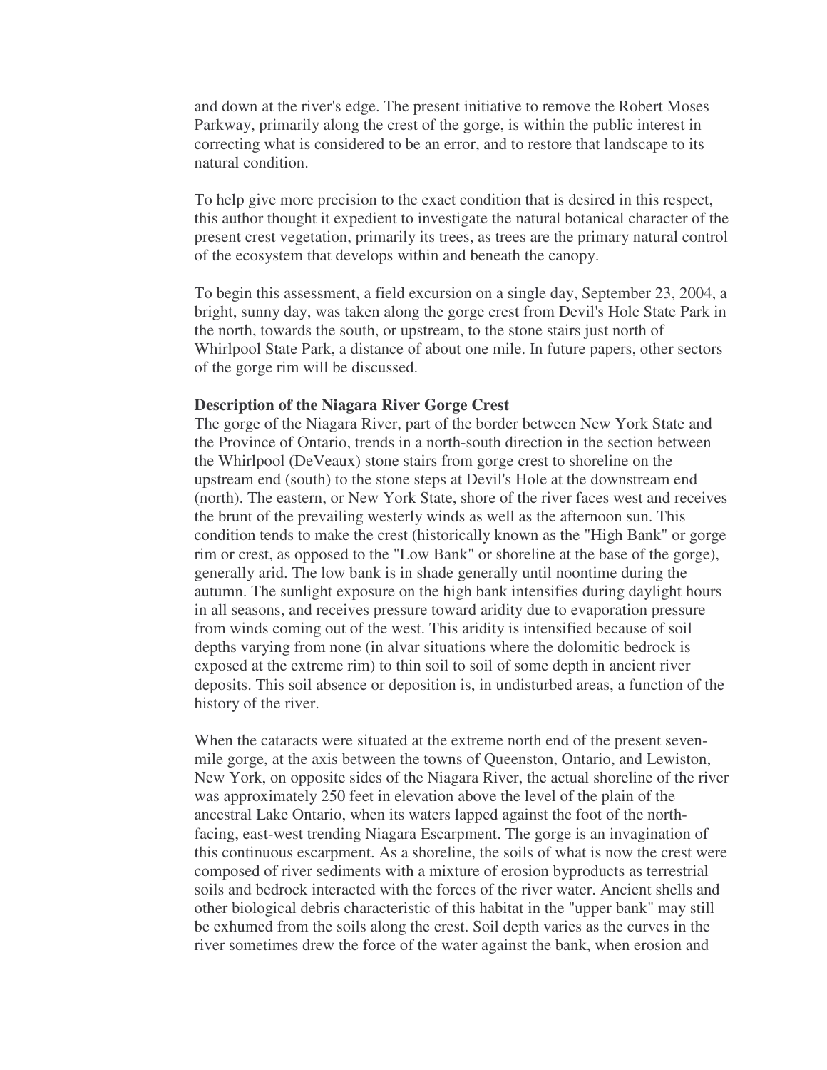and down at the river's edge. The present initiative to remove the Robert Moses Parkway, primarily along the crest of the gorge, is within the public interest in correcting what is considered to be an error, and to restore that landscape to its natural condition.

To help give more precision to the exact condition that is desired in this respect, this author thought it expedient to investigate the natural botanical character of the present crest vegetation, primarily its trees, as trees are the primary natural control of the ecosystem that develops within and beneath the canopy.

To begin this assessment, a field excursion on a single day, September 23, 2004, a bright, sunny day, was taken along the gorge crest from Devil's Hole State Park in the north, towards the south, or upstream, to the stone stairs just north of Whirlpool State Park, a distance of about one mile. In future papers, other sectors of the gorge rim will be discussed.

**Description of the Niagara River Gorge Crest**

The gorge of the Niagara River, part of the border between New York State and the Province of Ontario, trends in a north-south direction in the section between the Whirlpool (DeVeaux) stone stairs from gorge crest to shoreline on the upstream end (south) to the stone steps at Devil's Hole at the downstream end (north). The eastern, or New York State, shore of the river faces west and receives the brunt of the prevailing westerly winds as well as the afternoon sun. This condition tends to make the crest (historically known as the "High Bank" or gorge rim or crest, as opposed to the "Low Bank" or shoreline at the base of the gorge), generally arid. The low bank is in shade generally until noontime during the autumn. The sunlight exposure on the high bank intensifies during daylight hours in all seasons, and receives pressure toward aridity due to evaporation pressure from winds coming out of the west. This aridity is intensified because of soil depths varying from none (in alvar situations where the dolomitic bedrock is exposed at the extreme rim) to thin soil to soil of some depth in ancient river deposits. This soil absence or deposition is, in undisturbed areas, a function of the history of the river.

When the cataracts were situated at the extreme north end of the present seven-mile gorge, at the axis between the towns of Queenston, Ontario, and Lewiston, New York, on opposite sides of the Niagara River, the actual shoreline of the river was approximately 250 feet in elevation above the level of the plain of the ancestral Lake Ontario, when its waters lapped against the foot of the north-facing, east-west trending Niagara Escarpment. The gorge is an invagination of this continuous escarpment. As a shoreline, the soils of what is now the crest were composed of river sediments with a mixture of erosion byproducts as terrestrial soils and bedrock interacted with the forces of the river water. Ancient shells and other biological debris characteristic of this habitat in the "upper bank" may still be exhumed from the soils along the crest. Soil depth varies as the curves in the river sometimes drew the force of the water against the bank, when erosion and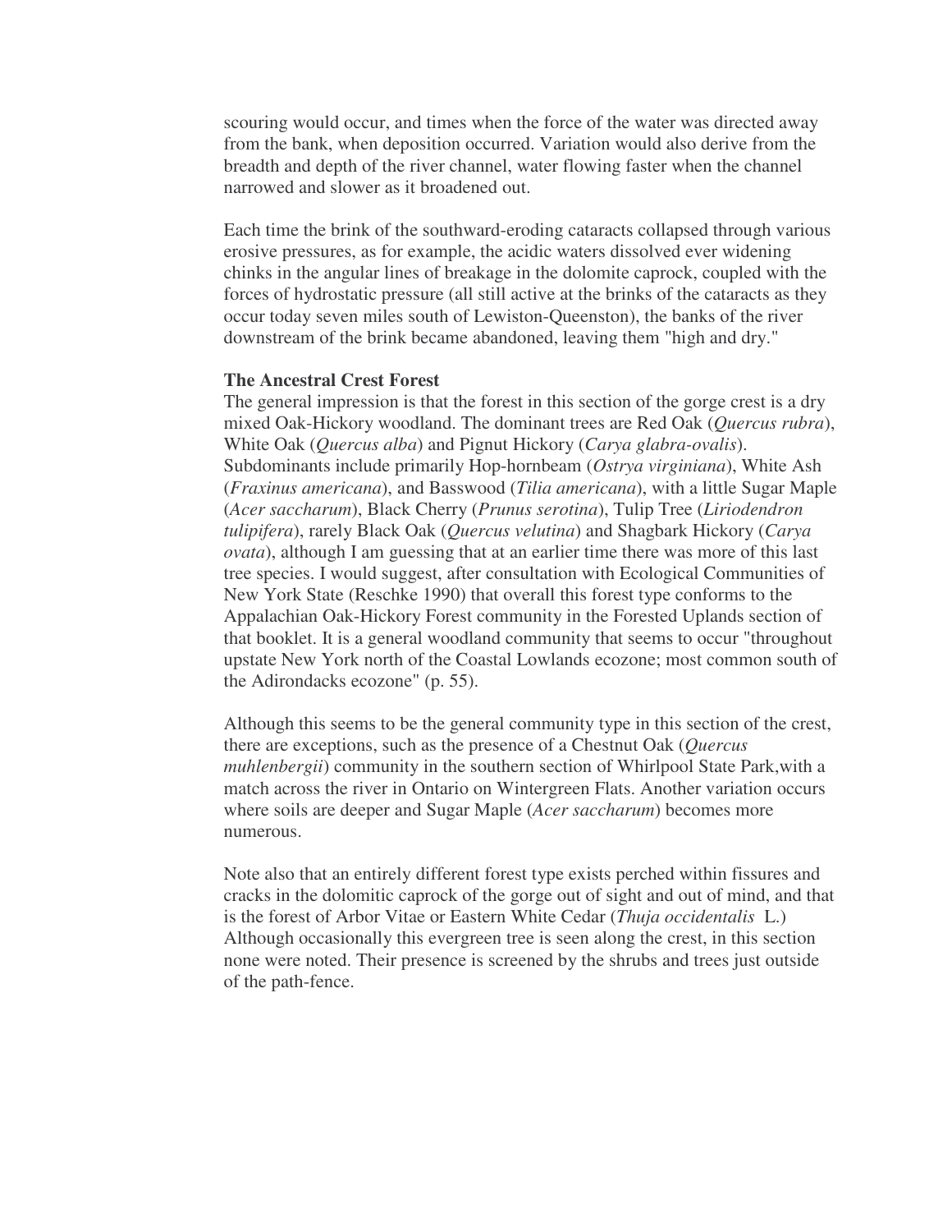scouring would occur, and times when the force of the water was directed away from the bank, when deposition occurred. Variation would also derive from the breadth and depth of the river channel, water flowing faster when the channel narrowed and slower as it broadened out.

Each time the brink of the southward-eroding cataracts collapsed through various erosive pressures, as for example, the acidic waters dissolved ever widening chinks in the angular lines of breakage in the dolomite caprock, coupled with the forces of hydrostatic pressure (all still active at the brinks of the cataracts as they occur today seven miles south of Lewiston-Queenston), the banks of the river downstream of the brink became abandoned, leaving them "high and dry."

**The Ancestral Crest Forest**

The general impression is that the forest in this section of the gorge crest is a dry mixed Oak-Hickory woodland. The dominant trees are Red Oak (*Quercus rubra*), White Oak (*Quercus alba*) and Pignut Hickory (*Carya glabra-ovalis*). Subdominants include primarily Hop-hornbeam (*Ostrya virginiana*), White Ash (*Fraxinus americana*), and Basswood (*Tilia americana*), with a little Sugar Maple (*Acer saccharum*), Black Cherry (*Prunus serotina*), Tulip Tree (*Liriodendron tulipifera*), rarely Black Oak (*Quercus velutina*) and Shagbark Hickory (*Carya ovata*), although I am guessing that at an earlier time there was more of this last tree species. I would suggest, after consultation with Ecological Communities of New York State (Reschke 1990) that overall this forest type conforms to the Appalachian Oak-Hickory Forest community in the Forested Uplands section of that booklet. It is a general woodland community that seems to occur "throughout upstate New York north of the Coastal Lowlands ecozone; most common south of the Adirondacks ecozone" (p. 55).

Although this seems to be the general community type in this section of the crest, there are exceptions, such as the presence of a Chestnut Oak (*Quercus muhlenbergii*) community in the southern section of Whirlpool State Park,with a match across the river in Ontario on Wintergreen Flats. Another variation occurs where soils are deeper and Sugar Maple (*Acer saccharum*) becomes more numerous.

Note also that an entirely different forest type exists perched within fissures and cracks in the dolomitic caprock of the gorge out of sight and out of mind, and that is the forest of Arbor Vitae or Eastern White Cedar (*Thuja occidentalis* L.) Although occasionally this evergreen tree is seen along the crest, in this section none were noted. Their presence is screened by the shrubs and trees just outside of the path-fence.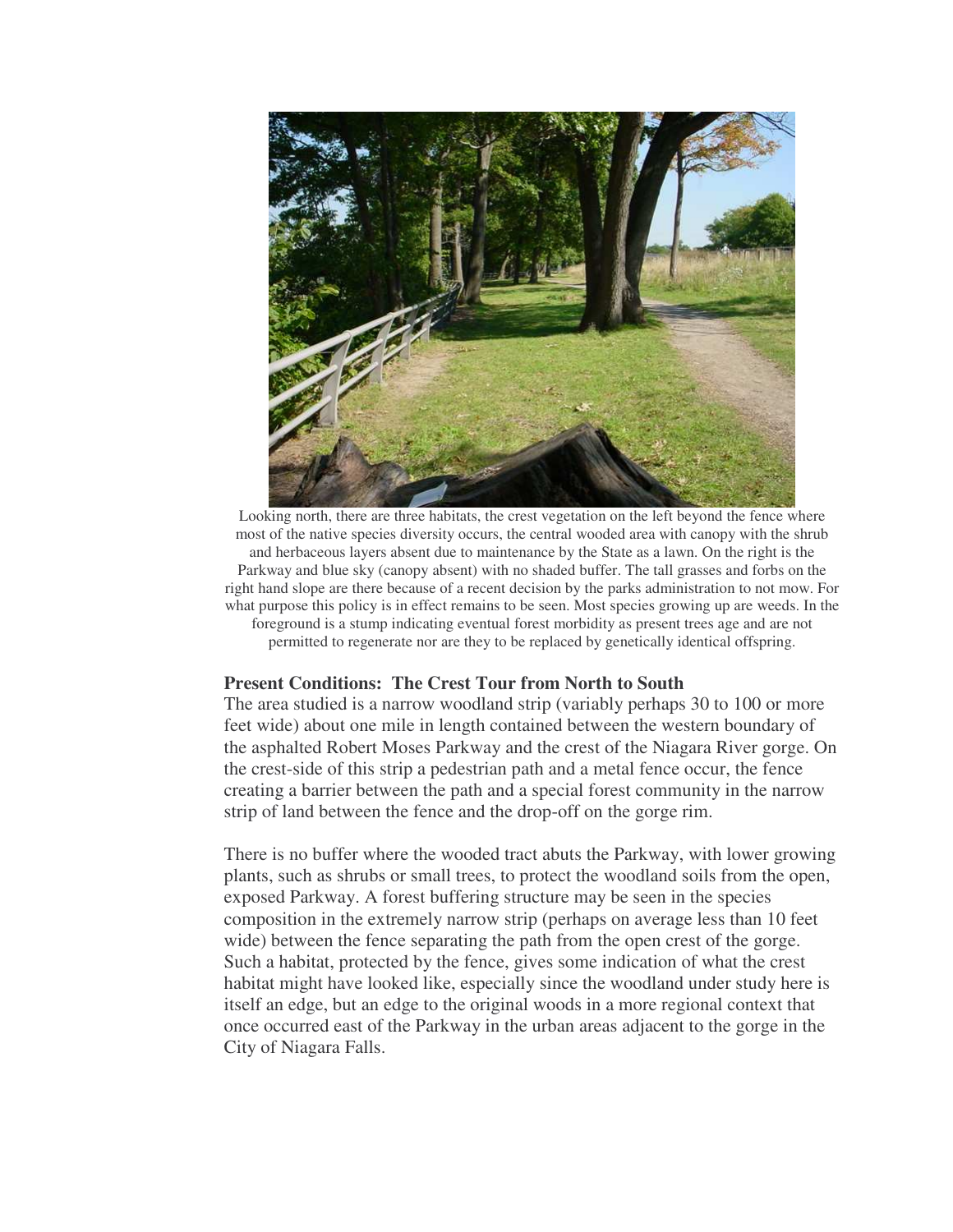Looking north, there are three habitats, the crest vegetation on the left beyond the fence where most of the native species diversity occurs, the central wooded area with canopy with the shrub and herbaceous layers absent due to maintenance by the State as a lawn. On the right is the Parkway and blue sky (canopy absent) with no shaded buffer. The tall grasses and forbs on the right hand slope are there because of a recent decision by the parks administration to not mow. For what purpose this policy is in effect remains to be seen. Most species growing up are weeds. In the foreground is a stump indicating eventual forest morbidity as present trees age and are not permitted to regenerate nor are they to be replaced by genetically identical offspring.

**Present Conditions: The Crest Tour from North to South**

The area studied is a narrow woodland strip (variably perhaps 30 to 100 or more feet wide) about one mile in length contained between the western boundary of the asphalted Robert Moses Parkway and the crest of the Niagara River gorge. On the crest-side of this strip a pedestrian path and a metal fence occur, the fence creating a barrier between the path and a special forest community in the narrow strip of land between the fence and the drop-off on the gorge rim.

There is no buffer where the wooded tract abuts the Parkway, with lower growing plants, such as shrubs or small trees, to protect the woodland soils from the open, exposed Parkway. A forest buffering structure may be seen in the species composition in the extremely narrow strip (perhaps on average less than 10 feet wide) between the fence separating the path from the open crest of the gorge. Such a habitat, protected by the fence, gives some indication of what the crest habitat might have looked like, especially since the woodland under study here is itself an edge, but an edge to the original woods in a more regional context that once occurred east of the Parkway in the urban areas adjacent to the gorge in the City of Niagara Falls.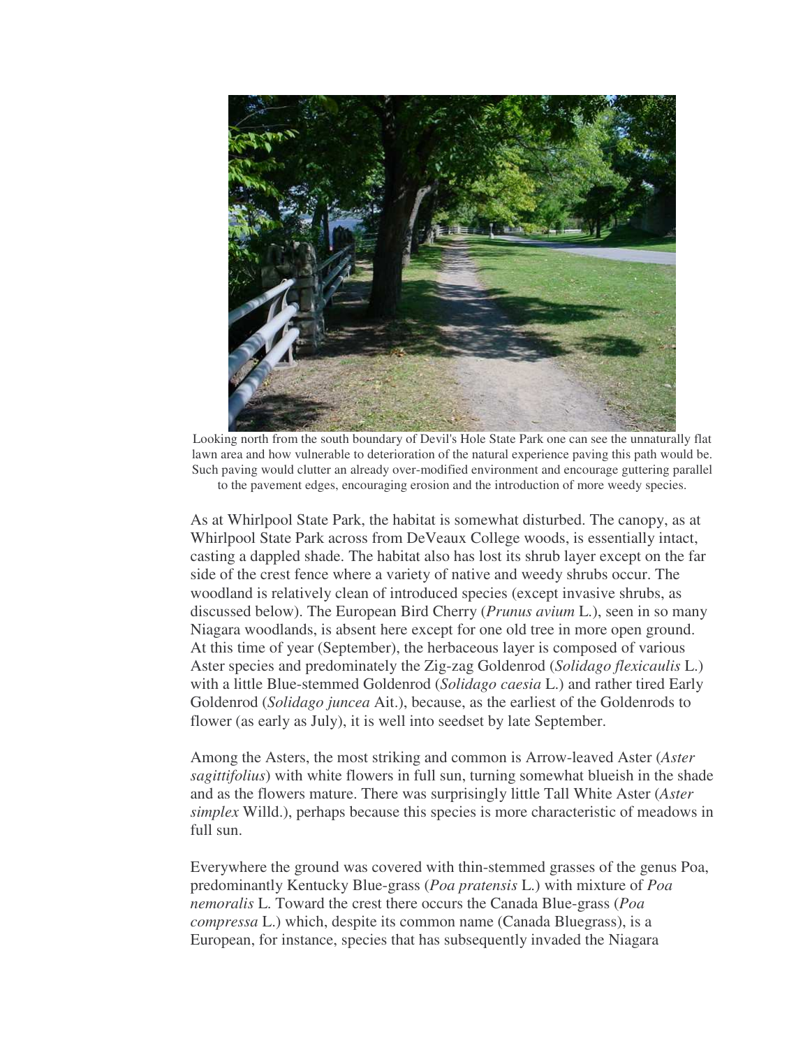Looking north from the south boundary of Devil's Hole State Park one can see the unnaturally flat lawn area and how vulnerable to deterioration of the natural experience paving this path would be. Such paving would clutter an already over-modified environment and encourage guttering parallel to the pavement edges, encouraging erosion and the introduction of more weedy species.

As at Whirlpool State Park, the habitat is somewhat disturbed. The canopy, as at Whirlpool State Park across from DeVeaux College woods, is essentially intact, casting a dappled shade. The habitat also has lost its shrub layer except on the far side of the crest fence where a variety of native and weedy shrubs occur. The woodland is relatively clean of introduced species (except invasive shrubs, as discussed below). The European Bird Cherry (*Prunus avium* L.), seen in so many Niagara woodlands, is absent here except for one old tree in more open ground. At this time of year (September), the herbaceous layer is composed of various Aster species and predominately the Zig-zag Goldenrod (*Solidago flexicaulis* L.) with a little Blue-stemmed Goldenrod (*Solidago caesia* L.) and rather tired Early Goldenrod (*Solidago juncea* Ait.), because, as the earliest of the Goldenrods to flower (as early as July), it is well into seedset by late September.

Among the Asters, the most striking and common is Arrow-leaved Aster (*Aster sagittifolius*) with white flowers in full sun, turning somewhat blueish in the shade and as the flowers mature. There was surprisingly little Tall White Aster (*Aster simplex* Willd.), perhaps because this species is more characteristic of meadows in full sun.

Everywhere the ground was covered with thin-stemmed grasses of the genus Poa, predominantly Kentucky Blue-grass (*Poa pratensis* L.) with mixture of *Poa nemoralis* L. Toward the crest there occurs the Canada Blue-grass (*Poa compressa* L.) which, despite its common name (Canada Bluegrass), is a European, for instance, species that has subsequently invaded the Niagara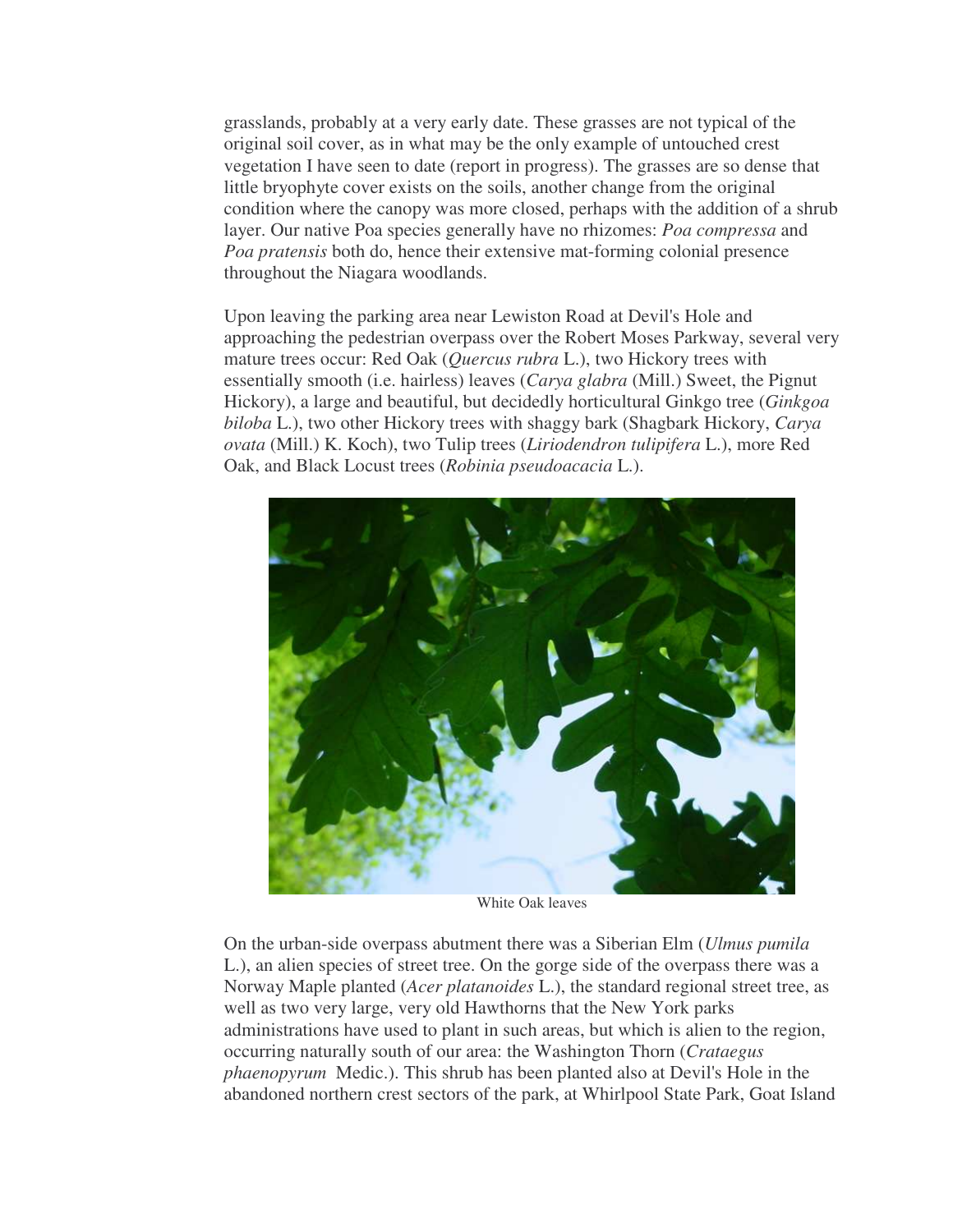grasslands, probably at a very early date. These grasses are not typical of the original soil cover, as in what may be the only example of untouched crest vegetation I have seen to date (report in progress). The grasses are so dense that little bryophyte cover exists on the soils, another change from the original condition where the canopy was more closed, perhaps with the addition of a shrub layer. Our native Poa species generally have no rhizomes: *Poa compressa* and *Poa pratensis* both do, hence their extensive mat-forming colonial presence throughout the Niagara woodlands.

Upon leaving the parking area near Lewiston Road at Devil's Hole and approaching the pedestrian overpass over the Robert Moses Parkway, several very mature trees occur: Red Oak (*Quercus rubra* L.), two Hickory trees with essentially smooth (i.e. hairless) leaves (*Carya glabra* (Mill.) Sweet, the Pignut Hickory), a large and beautiful, but decidedly horticultural Ginkgo tree (*Ginkgoa biloba* L.), two other Hickory trees with shaggy bark (Shagbark Hickory, *Carya ovata* (Mill.) K. Koch), two Tulip trees (*Liriodendron tulipifera* L.), more Red Oak, and Black Locust trees (*Robinia pseudoacacia* L.).

White Oak leaves

On the urban-side overpass abutment there was a Siberian Elm (*Ulmus pumila* L.), an alien species of street tree. On the gorge side of the overpass there was a Norway Maple planted (*Acer platanoides* L.), the standard regional street tree, as well as two very large, very old Hawthorns that the New York parks administrations have used to plant in such areas, but which is alien to the region, occurring naturally south of our area: the Washington Thorn (*Crataegus phaenopyrum* Medic.). This shrub has been planted also at Devil's Hole in the abandoned northern crest sectors of the park, at Whirlpool State Park, Goat Island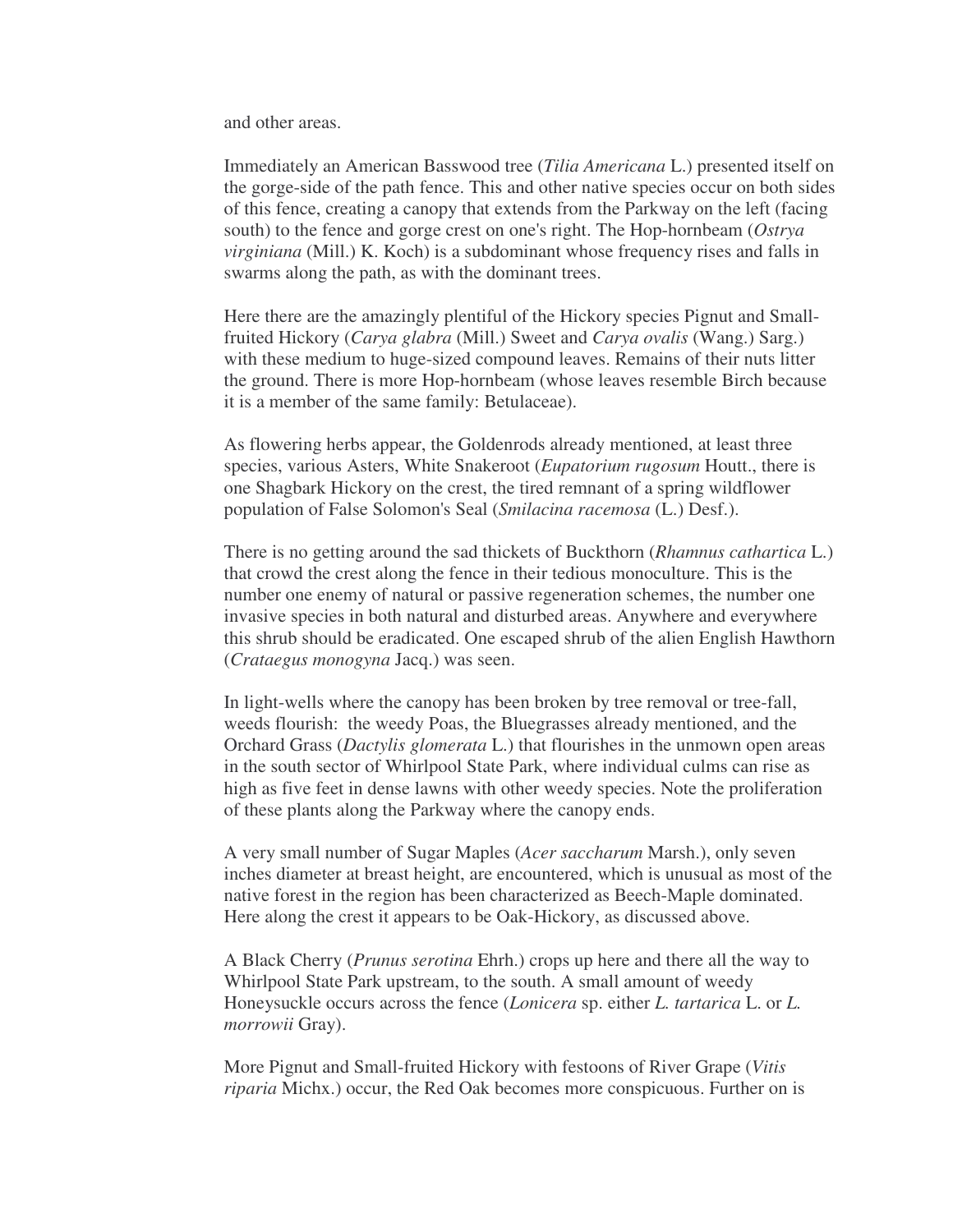and other areas.

Immediately an American Basswood tree (*Tilia Americana* L.) presented itself on the gorge-side of the path fence. This and other native species occur on both sides of this fence, creating a canopy that extends from the Parkway on the left (facing south) to the fence and gorge crest on one's right. The Hop-hornbeam (*Ostrya virginiana* (Mill.) K. Koch) is a subdominant whose frequency rises and falls in swarms along the path, as with the dominant trees.

Here there are the amazingly plentiful of the Hickory species Pignut and Small-fruited Hickory (*Carya glabra* (Mill.) Sweet and *Carya ovalis* (Wang.) Sarg.) with these medium to huge-sized compound leaves. Remains of their nuts litter the ground. There is more Hop-hornbeam (whose leaves resemble Birch because it is a member of the same family: Betulaceae).

As flowering herbs appear, the Goldenrods already mentioned, at least three species, various Asters, White Snakeroot (*Eupatorium rugosum* Houtt., there is one Shagbark Hickory on the crest, the tired remnant of a spring wildflower population of False Solomon's Seal (*Smilacina racemosa* (L.) Desf.).

There is no getting around the sad thickets of Buckthorn (*Rhamnus cathartica* L.) that crowd the crest along the fence in their tedious monoculture. This is the number one enemy of natural or passive regeneration schemes, the number one invasive species in both natural and disturbed areas. Anywhere and everywhere this shrub should be eradicated. One escaped shrub of the alien English Hawthorn (*Crataegus monogyna* Jacq.) was seen.

In light-wells where the canopy has been broken by tree removal or tree-fall, weeds flourish: the weedy Poas, the Bluegrasses already mentioned, and the Orchard Grass (*Dactylis glomerata* L.) that flourishes in the unmown open areas in the south sector of Whirlpool State Park, where individual culms can rise as high as five feet in dense lawns with other weedy species. Note the proliferation of these plants along the Parkway where the canopy ends.

A very small number of Sugar Maples (*Acer saccharum* Marsh.), only seven inches diameter at breast height, are encountered, which is unusual as most of the native forest in the region has been characterized as Beech-Maple dominated. Here along the crest it appears to be Oak-Hickory, as discussed above.

A Black Cherry (*Prunus serotina* Ehrh.) crops up here and there all the way to Whirlpool State Park upstream, to the south. A small amount of weedy Honeysuckle occurs across the fence (*Lonicera* sp. either *L. tartarica* L. or *L. morrowii* Gray).

More Pignut and Small-fruited Hickory with festoons of River Grape (*Vitis riparia* Michx.) occur, the Red Oak becomes more conspicuous. Further on is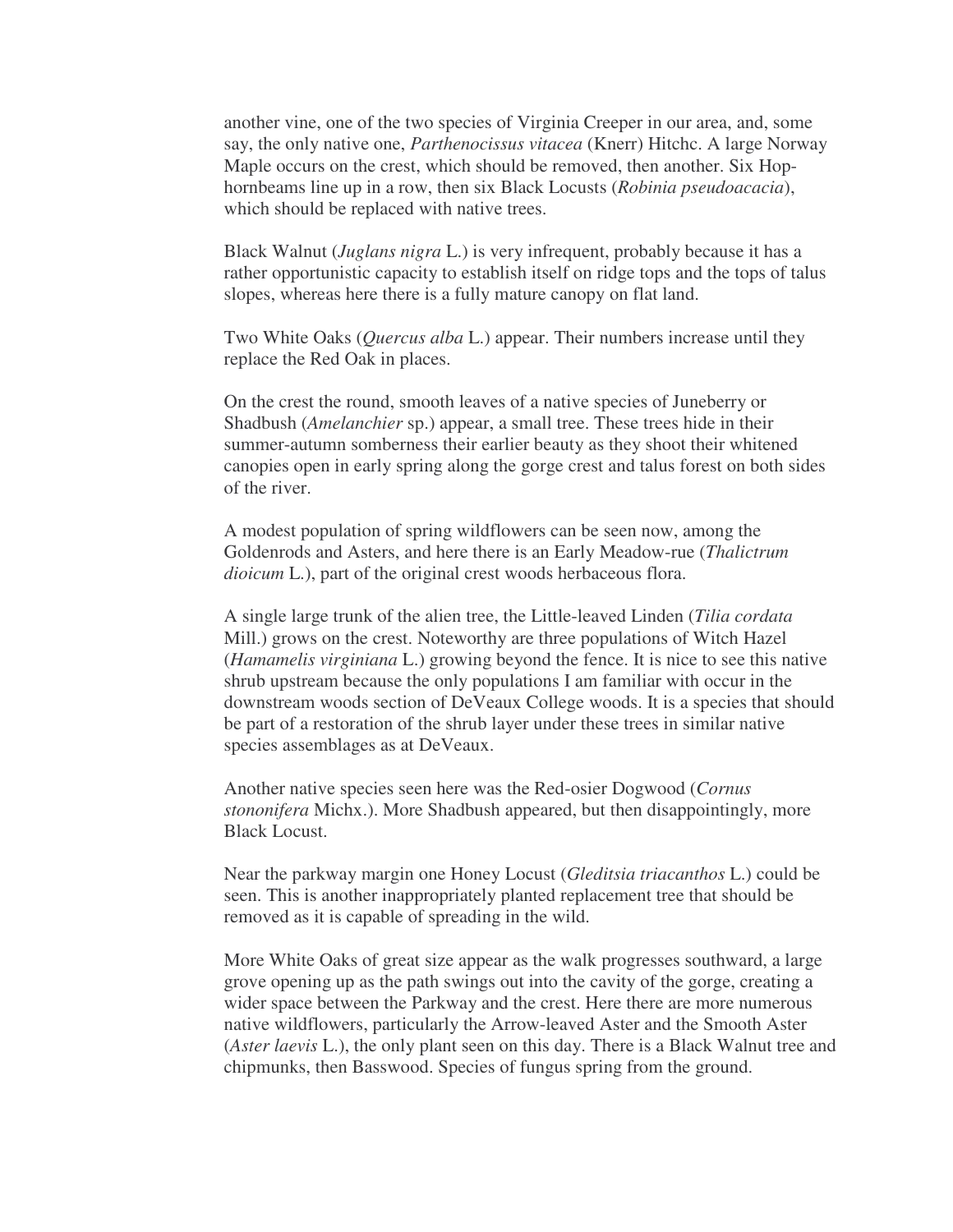another vine, one of the two species of Virginia Creeper in our area, and, some say, the only native one, *Parthenocissus vitacea* (Knerr) Hitchc. A large Norway Maple occurs on the crest, which should be removed, then another. Six Hop-hornbeams line up in a row, then six Black Locusts (*Robinia pseudoacacia*), which should be replaced with native trees.

Black Walnut (*Juglans nigra* L.) is very infrequent, probably because it has a rather opportunistic capacity to establish itself on ridge tops and the tops of talus slopes, whereas here there is a fully mature canopy on flat land.

Two White Oaks (*Quercus alba* L.) appear. Their numbers increase until they replace the Red Oak in places.

On the crest the round, smooth leaves of a native species of Juneberry or Shadbush (*Amelanchier* sp.) appear, a small tree. These trees hide in their summer-autumn somberness their earlier beauty as they shoot their whitened canopies open in early spring along the gorge crest and talus forest on both sides of the river.

A modest population of spring wildflowers can be seen now, among the Goldenrods and Asters, and here there is an Early Meadow-rue (*Thalictrum dioicum* L.), part of the original crest woods herbaceous flora.

A single large trunk of the alien tree, the Little-leaved Linden (*Tilia cordata* Mill.) grows on the crest. Noteworthy are three populations of Witch Hazel (*Hamamelis virginiana* L.) growing beyond the fence. It is nice to see this native shrub upstream because the only populations I am familiar with occur in the downstream woods section of DeVeaux College woods. It is a species that should be part of a restoration of the shrub layer under these trees in similar native species assemblages as at DeVeaux.

Another native species seen here was the Red-osier Dogwood (*Cornus stononifera* Michx.). More Shadbush appeared, but then disappointingly, more Black Locust.

Near the parkway margin one Honey Locust (*Gleditsia triacanthos* L.) could be seen. This is another inappropriately planted replacement tree that should be removed as it is capable of spreading in the wild.

More White Oaks of great size appear as the walk progresses southward, a large grove opening up as the path swings out into the cavity of the gorge, creating a wider space between the Parkway and the crest. Here there are more numerous native wildflowers, particularly the Arrow-leaved Aster and the Smooth Aster (*Aster laevis* L.), the only plant seen on this day. There is a Black Walnut tree and chipmunks, then Basswood. Species of fungus spring from the ground.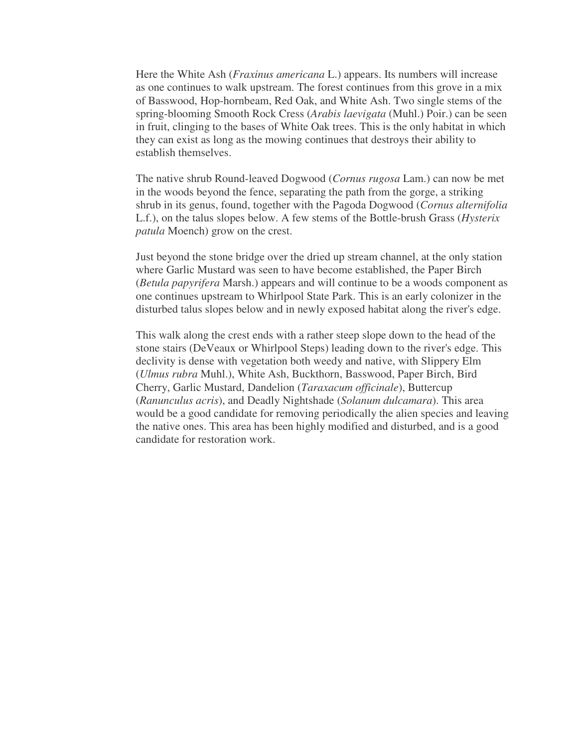Here the White Ash (*Fraxinus americana* L.) appears. Its numbers will increase as one continues to walk upstream. The forest continues from this grove in a mix of Basswood, Hop-hornbeam, Red Oak, and White Ash. Two single stems of the spring-blooming Smooth Rock Cress (*Arabis laevigata* (Muhl.) Poir.) can be seen in fruit, clinging to the bases of White Oak trees. This is the only habitat in which they can exist as long as the mowing continues that destroys their ability to establish themselves.

The native shrub Round-leaved Dogwood (*Cornus rugosa* Lam.) can now be met in the woods beyond the fence, separating the path from the gorge, a striking shrub in its genus, found, together with the Pagoda Dogwood (*Cornus alternifolia* L.f.), on the talus slopes below. A few stems of the Bottle-brush Grass (*Hysterix patula* Moench) grow on the crest.

Just beyond the stone bridge over the dried up stream channel, at the only station where Garlic Mustard was seen to have become established, the Paper Birch (*Betula papyrifera* Marsh.) appears and will continue to be a woods component as one continues upstream to Whirlpool State Park. This is an early colonizer in the disturbed talus slopes below and in newly exposed habitat along the river's edge.

This walk along the crest ends with a rather steep slope down to the head of the stone stairs (DeVeaux or Whirlpool Steps) leading down to the river's edge. This declivity is dense with vegetation both weedy and native, with Slippery Elm (*Ulmus rubra* Muhl.), White Ash, Buckthorn, Basswood, Paper Birch, Bird Cherry, Garlic Mustard, Dandelion (*Taraxacum officinale*), Buttercup (*Ranunculus acris*), and Deadly Nightshade (*Solanum dulcamara*). This area would be a good candidate for removing periodically the alien species and leaving the native ones. This area has been highly modified and disturbed, and is a good candidate for restoration work.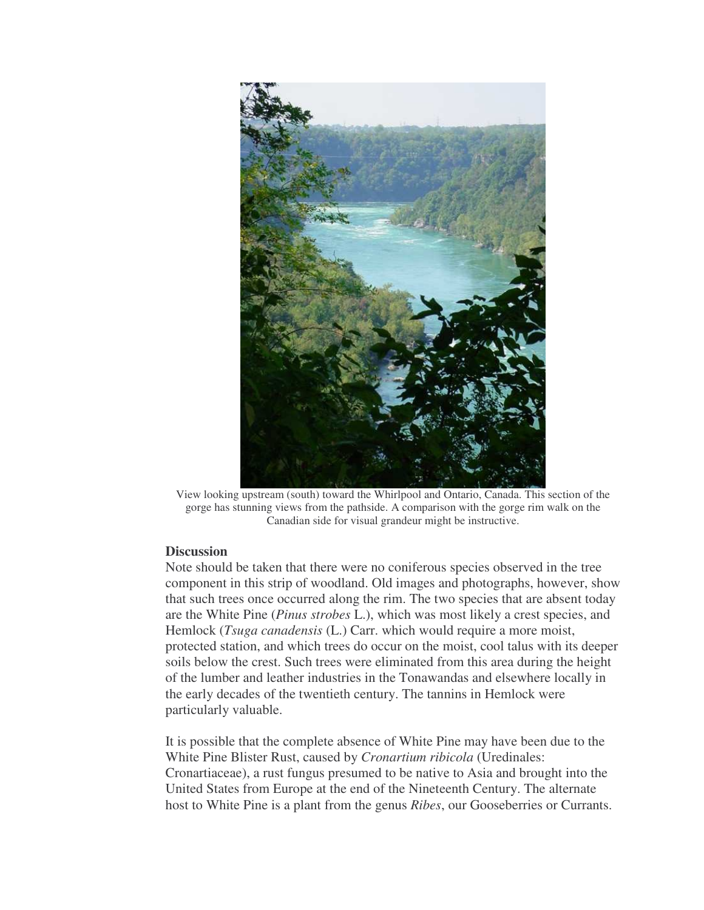View looking upstream (south) toward the Whirlpool and Ontario, Canada. This section of the gorge has stunning views from the pathside. A comparison with the gorge rim walk on the Canadian side for visual grandeur might be instructive.

## Discussion

Note should be taken that there were no coniferous species observed in the tree component in this strip of woodland. Old images and photographs, however, show that such trees once occurred along the rim. The two species that are absent today are the White Pine (*Pinus strobes* L.), which was most likely a crest species, and Hemlock (*Tsuga canadensis* (L.) Carr. which would require a more moist, protected station, and which trees do occur on the moist, cool talus with its deeper soils below the crest. Such trees were eliminated from this area during the height of the lumber and leather industries in the Tonawandas and elsewhere locally in the early decades of the twentieth century. The tannins in Hemlock were particularly valuable.

It is possible that the complete absence of White Pine may have been due to the White Pine Blister Rust, caused by *Cronartium ribicola* (Uredinales: Cronartiaceae), a rust fungus presumed to be native to Asia and brought into the United States from Europe at the end of the Nineteenth Century. The alternate host to White Pine is a plant from the genus *Ribes*, our Gooseberries or Currants.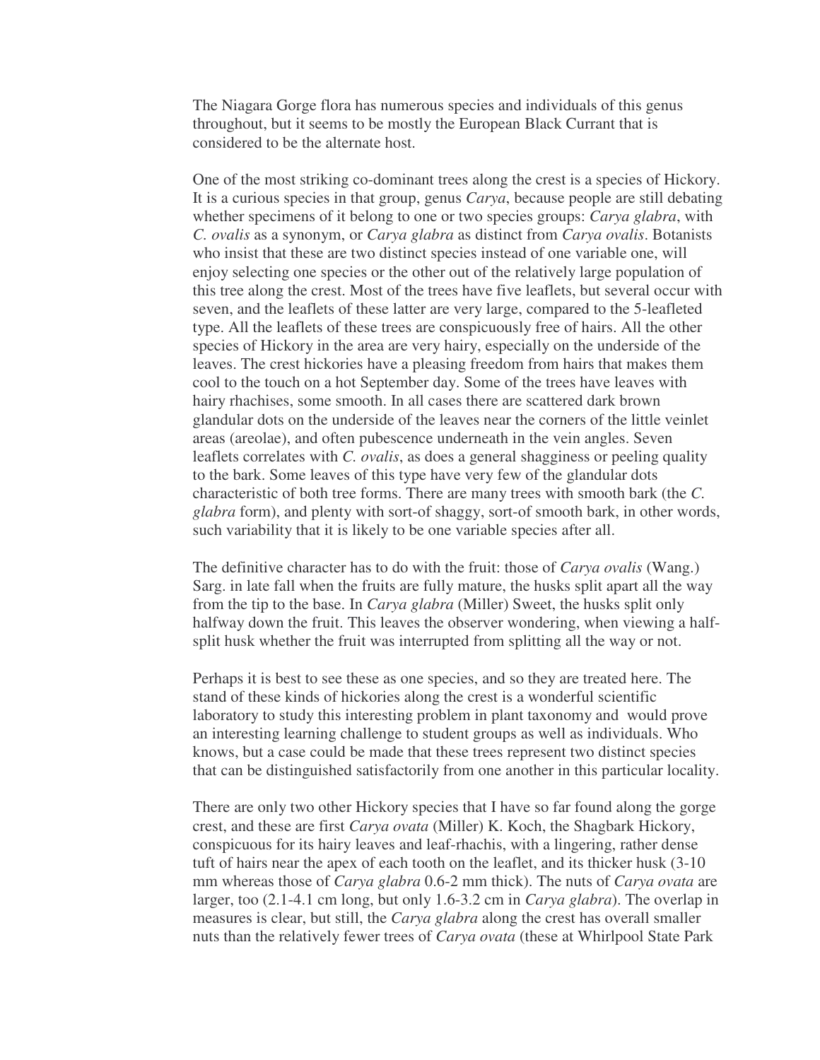The Niagara Gorge flora has numerous species and individuals of this genus throughout, but it seems to be mostly the European Black Currant that is considered to be the alternate host.

One of the most striking co-dominant trees along the crest is a species of Hickory. It is a curious species in that group, genus *Carya*, because people are still debating whether specimens of it belong to one or two species groups: *Carya glabra*, with *C. ovalis* as a synonym, or *Carya glabra* as distinct from *Carya ovalis*. Botanists who insist that these are two distinct species instead of one variable one, will enjoy selecting one species or the other out of the relatively large population of this tree along the crest. Most of the trees have five leaflets, but several occur with seven, and the leaflets of these latter are very large, compared to the 5-leafleted type. All the leaflets of these trees are conspicuously free of hairs. All the other species of Hickory in the area are very hairy, especially on the underside of the leaves. The crest hickories have a pleasing freedom from hairs that makes them cool to the touch on a hot September day. Some of the trees have leaves with hairy rhachises, some smooth. In all cases there are scattered dark brown glandular dots on the underside of the leaves near the corners of the little veinlet areas (areolae), and often pubescence underneath in the vein angles. Seven leaflets correlates with *C. ovalis*, as does a general shagginess or peeling quality to the bark. Some leaves of this type have very few of the glandular dots characteristic of both tree forms. There are many trees with smooth bark (the *C. glabra* form), and plenty with sort-of shaggy, sort-of smooth bark, in other words, such variability that it is likely to be one variable species after all.

The definitive character has to do with the fruit: those of *Carya ovalis* (Wang.) Sarg. in late fall when the fruits are fully mature, the husks split apart all the way from the tip to the base. In *Carya glabra* (Miller) Sweet, the husks split only halfway down the fruit. This leaves the observer wondering, when viewing a half-split husk whether the fruit was interrupted from splitting all the way or not.

Perhaps it is best to see these as one species, and so they are treated here. The stand of these kinds of hickories along the crest is a wonderful scientific laboratory to study this interesting problem in plant taxonomy and would prove an interesting learning challenge to student groups as well as individuals. Who knows, but a case could be made that these trees represent two distinct species that can be distinguished satisfactorily from one another in this particular locality.

There are only two other Hickory species that I have so far found along the gorge crest, and these are first *Carya ovata* (Miller) K. Koch, the Shagbark Hickory, conspicuous for its hairy leaves and leaf-rhachis, with a lingering, rather dense tuft of hairs near the apex of each tooth on the leaflet, and its thicker husk (3-10 mm whereas those of *Carya glabra* 0.6-2 mm thick). The nuts of *Carya ovata* are larger, too (2.1-4.1 cm long, but only 1.6-3.2 cm in *Carya glabra*). The overlap in measures is clear, but still, the *Carya glabra* along the crest has overall smaller nuts than the relatively fewer trees of *Carya ovata* (these at Whirlpool State Park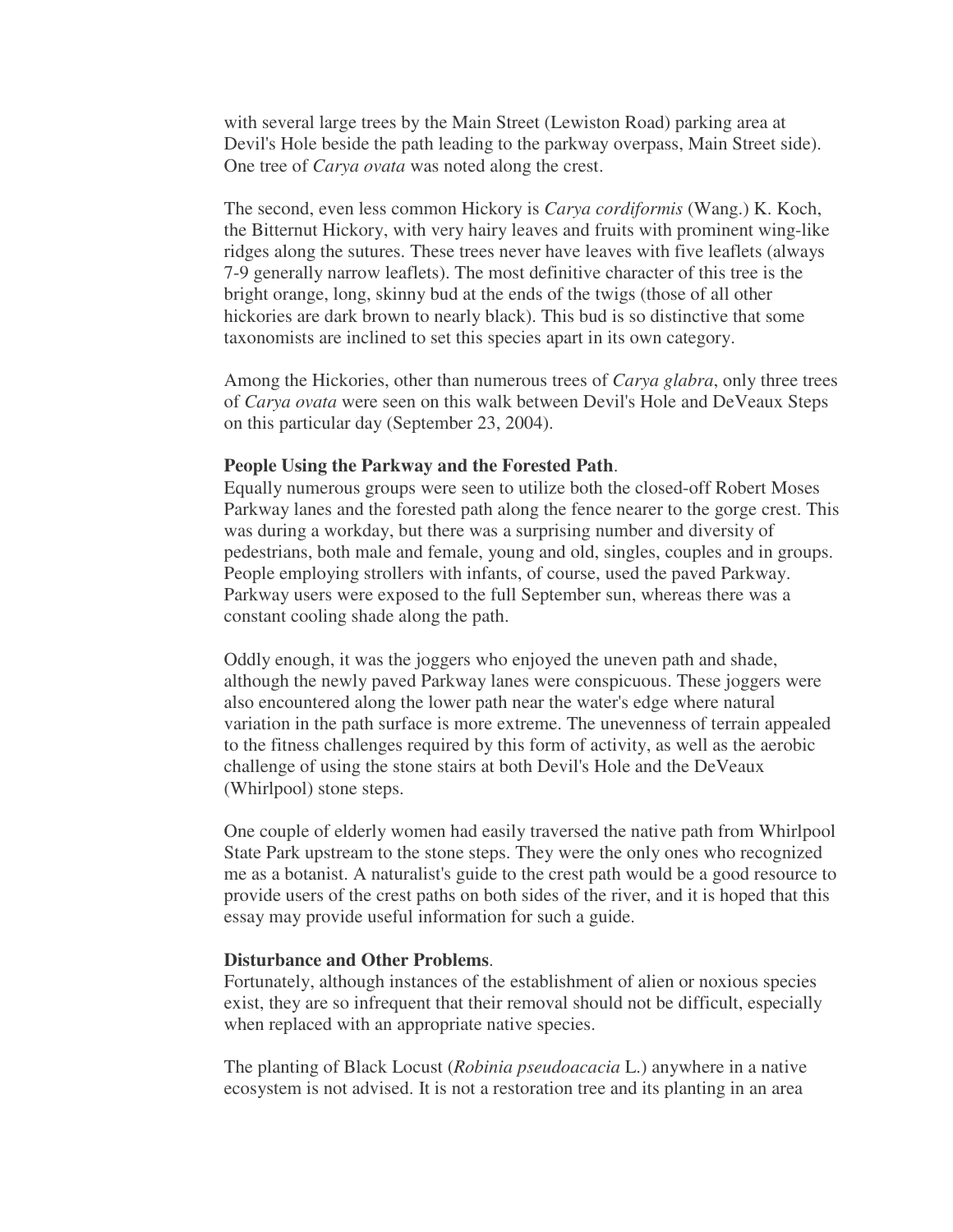with several large trees by the Main Street (Lewiston Road) parking area at Devil's Hole beside the path leading to the parkway overpass, Main Street side). One tree of *Carya ovata* was noted along the crest.

The second, even less common Hickory is *Carya cordiformis* (Wang.) K. Koch, the Bitternut Hickory, with very hairy leaves and fruits with prominent wing-like ridges along the sutures. These trees never have leaves with five leaflets (always 7-9 generally narrow leaflets). The most definitive character of this tree is the bright orange, long, skinny bud at the ends of the twigs (those of all other hickories are dark brown to nearly black). This bud is so distinctive that some taxonomists are inclined to set this species apart in its own category.

Among the Hickories, other than numerous trees of *Carya glabra*, only three trees of *Carya ovata* were seen on this walk between Devil's Hole and DeVeaux Steps on this particular day (September 23, 2004).

**People Using the Parkway and the Forested Path**.
Equally numerous groups were seen to utilize both the closed-off Robert Moses Parkway lanes and the forested path along the fence nearer to the gorge crest. This was during a workday, but there was a surprising number and diversity of pedestrians, both male and female, young and old, singles, couples and in groups. People employing strollers with infants, of course, used the paved Parkway. Parkway users were exposed to the full September sun, whereas there was a constant cooling shade along the path.

Oddly enough, it was the joggers who enjoyed the uneven path and shade, although the newly paved Parkway lanes were conspicuous. These joggers were also encountered along the lower path near the water's edge where natural variation in the path surface is more extreme. The unevenness of terrain appealed to the fitness challenges required by this form of activity, as well as the aerobic challenge of using the stone stairs at both Devil's Hole and the DeVeaux (Whirlpool) stone steps.

One couple of elderly women had easily traversed the native path from Whirlpool State Park upstream to the stone steps. They were the only ones who recognized me as a botanist. A naturalist's guide to the crest path would be a good resource to provide users of the crest paths on both sides of the river, and it is hoped that this essay may provide useful information for such a guide.

**Disturbance and Other Problems**.
Fortunately, although instances of the establishment of alien or noxious species exist, they are so infrequent that their removal should not be difficult, especially when replaced with an appropriate native species.

The planting of Black Locust (*Robinia pseudoacacia* L.) anywhere in a native ecosystem is not advised. It is not a restoration tree and its planting in an area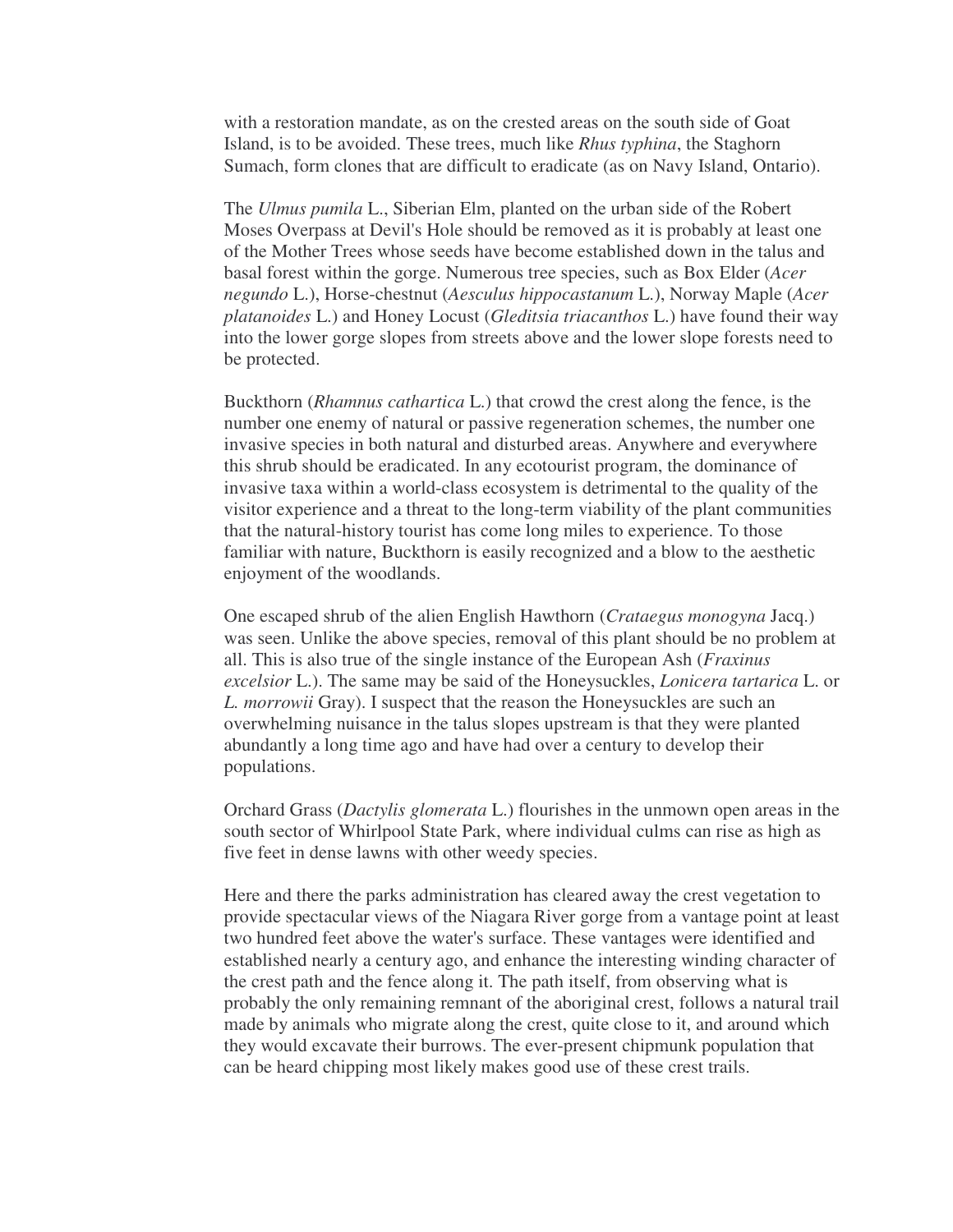with a restoration mandate, as on the crested areas on the south side of Goat Island, is to be avoided. These trees, much like *Rhus typhina*, the Staghorn Sumach, form clones that are difficult to eradicate (as on Navy Island, Ontario).

The *Ulmus pumila* L., Siberian Elm, planted on the urban side of the Robert Moses Overpass at Devil's Hole should be removed as it is probably at least one of the Mother Trees whose seeds have become established down in the talus and basal forest within the gorge. Numerous tree species, such as Box Elder (*Acer negundo* L.), Horse-chestnut (*Aesculus hippocastanum* L.), Norway Maple (*Acer platanoides* L.) and Honey Locust (*Gleditsia triacanthos* L.) have found their way into the lower gorge slopes from streets above and the lower slope forests need to be protected.

Buckthorn (*Rhamnus cathartica* L.) that crowd the crest along the fence, is the number one enemy of natural or passive regeneration schemes, the number one invasive species in both natural and disturbed areas. Anywhere and everywhere this shrub should be eradicated. In any ecotourist program, the dominance of invasive taxa within a world-class ecosystem is detrimental to the quality of the visitor experience and a threat to the long-term viability of the plant communities that the natural-history tourist has come long miles to experience. To those familiar with nature, Buckthorn is easily recognized and a blow to the aesthetic enjoyment of the woodlands.

One escaped shrub of the alien English Hawthorn (*Crataegus monogyna* Jacq.) was seen. Unlike the above species, removal of this plant should be no problem at all. This is also true of the single instance of the European Ash (*Fraxinus excelsior* L.). The same may be said of the Honeysuckles, *Lonicera tartarica* L. or *L. morrowii* Gray). I suspect that the reason the Honeysuckles are such an overwhelming nuisance in the talus slopes upstream is that they were planted abundantly a long time ago and have had over a century to develop their populations.

Orchard Grass (*Dactylis glomerata* L.) flourishes in the unmown open areas in the south sector of Whirlpool State Park, where individual culms can rise as high as five feet in dense lawns with other weedy species.

Here and there the parks administration has cleared away the crest vegetation to provide spectacular views of the Niagara River gorge from a vantage point at least two hundred feet above the water's surface. These vantages were identified and established nearly a century ago, and enhance the interesting winding character of the crest path and the fence along it. The path itself, from observing what is probably the only remaining remnant of the aboriginal crest, follows a natural trail made by animals who migrate along the crest, quite close to it, and around which they would excavate their burrows. The ever-present chipmunk population that can be heard chipping most likely makes good use of these crest trails.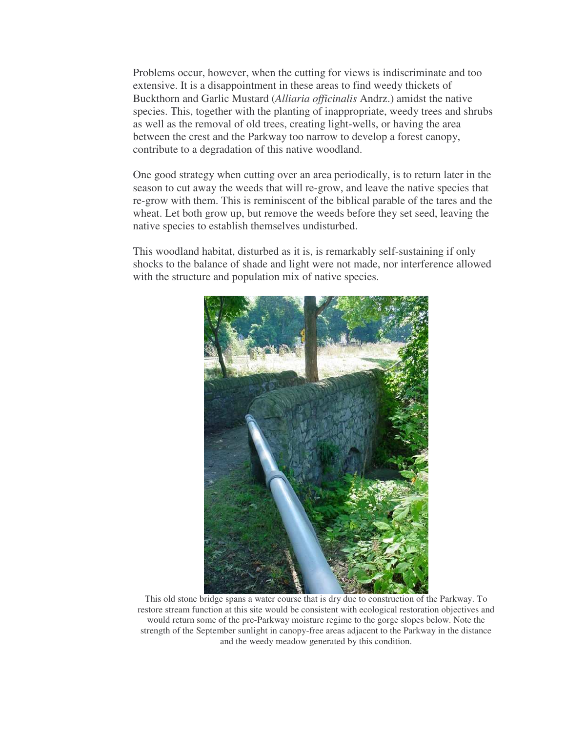Problems occur, however, when the cutting for views is indiscriminate and too extensive. It is a disappointment in these areas to find weedy thickets of Buckthorn and Garlic Mustard (*Alliaria officinalis* Andrz.) amidst the native species. This, together with the planting of inappropriate, weedy trees and shrubs as well as the removal of old trees, creating light-wells, or having the area between the crest and the Parkway too narrow to develop a forest canopy, contribute to a degradation of this native woodland.

One good strategy when cutting over an area periodically, is to return later in the season to cut away the weeds that will re-grow, and leave the native species that re-grow with them. This is reminiscent of the biblical parable of the tares and the wheat. Let both grow up, but remove the weeds before they set seed, leaving the native species to establish themselves undisturbed.

This woodland habitat, disturbed as it is, is remarkably self-sustaining if only shocks to the balance of shade and light were not made, nor interference allowed with the structure and population mix of native species.

This old stone bridge spans a water course that is dry due to construction of the Parkway. To restore stream function at this site would be consistent with ecological restoration objectives and would return some of the pre-Parkway moisture regime to the gorge slopes below. Note the strength of the September sunlight in canopy-free areas adjacent to the Parkway in the distance and the weedy meadow generated by this condition.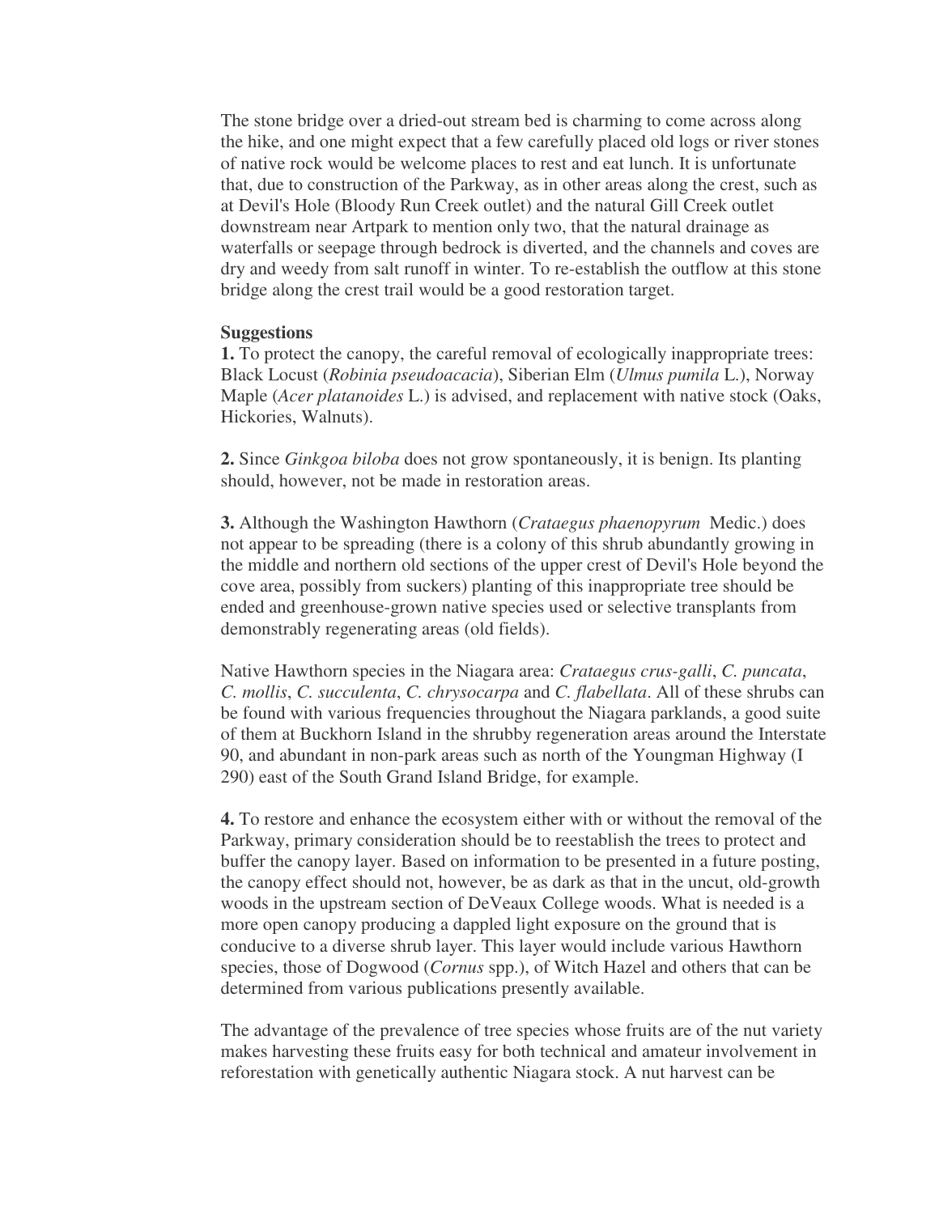The stone bridge over a dried-out stream bed is charming to come across along the hike, and one might expect that a few carefully placed old logs or river stones of native rock would be welcome places to rest and eat lunch. It is unfortunate that, due to construction of the Parkway, as in other areas along the crest, such as at Devil's Hole (Bloody Run Creek outlet) and the natural Gill Creek outlet downstream near Artpark to mention only two, that the natural drainage as waterfalls or seepage through bedrock is diverted, and the channels and coves are dry and weedy from salt runoff in winter. To re-establish the outflow at this stone bridge along the crest trail would be a good restoration target.

**Suggestions**

**1.** To protect the canopy, the careful removal of ecologically inappropriate trees: Black Locust (*Robinia pseudoacacia*), Siberian Elm (*Ulmus pumila* L.), Norway Maple (*Acer platanoides* L.) is advised, and replacement with native stock (Oaks, Hickories, Walnuts).

**2.** Since *Ginkgoa biloba* does not grow spontaneously, it is benign. Its planting should, however, not be made in restoration areas.

**3.** Although the Washington Hawthorn (*Crataegus phaenopyrum* Medic.) does not appear to be spreading (there is a colony of this shrub abundantly growing in the middle and northern old sections of the upper crest of Devil's Hole beyond the cove area, possibly from suckers) planting of this inappropriate tree should be ended and greenhouse-grown native species used or selective transplants from demonstrably regenerating areas (old fields).

Native Hawthorn species in the Niagara area: *Crataegus crus-galli*, *C. puncata*, *C. mollis*, *C. succulenta*, *C. chrysocarpa* and *C. flabellata*. All of these shrubs can be found with various frequencies throughout the Niagara parklands, a good suite of them at Buckhorn Island in the shrubby regeneration areas around the Interstate 90, and abundant in non-park areas such as north of the Youngman Highway (I 290) east of the South Grand Island Bridge, for example.

**4.** To restore and enhance the ecosystem either with or without the removal of the Parkway, primary consideration should be to reestablish the trees to protect and buffer the canopy layer. Based on information to be presented in a future posting, the canopy effect should not, however, be as dark as that in the uncut, old-growth woods in the upstream section of DeVeaux College woods. What is needed is a more open canopy producing a dappled light exposure on the ground that is conducive to a diverse shrub layer. This layer would include various Hawthorn species, those of Dogwood (*Cornus* spp.), of Witch Hazel and others that can be determined from various publications presently available.

The advantage of the prevalence of tree species whose fruits are of the nut variety makes harvesting these fruits easy for both technical and amateur involvement in reforestation with genetically authentic Niagara stock. A nut harvest can be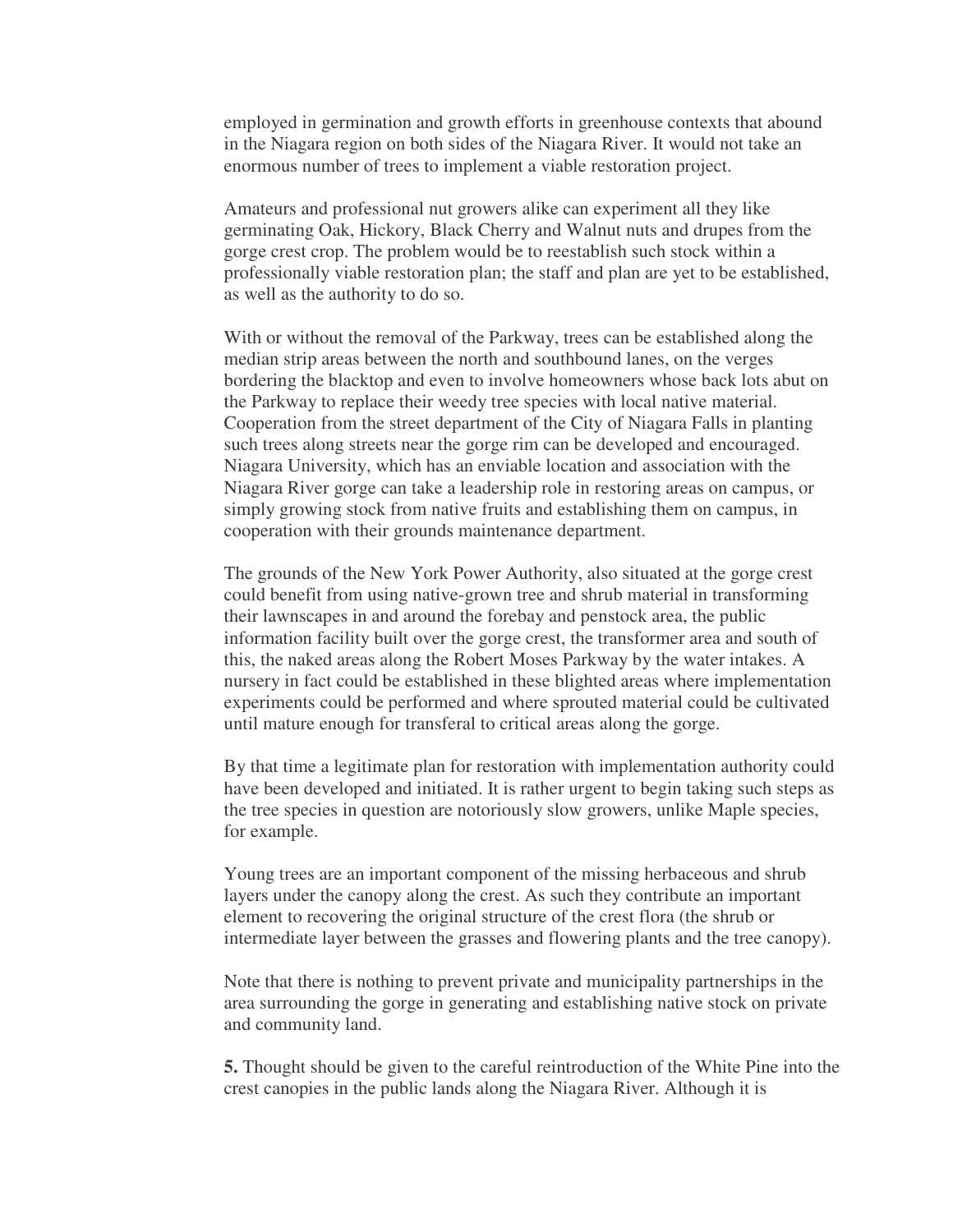employed in germination and growth efforts in greenhouse contexts that abound in the Niagara region on both sides of the Niagara River. It would not take an enormous number of trees to implement a viable restoration project.

Amateurs and professional nut growers alike can experiment all they like germinating Oak, Hickory, Black Cherry and Walnut nuts and drupes from the gorge crest crop. The problem would be to reestablish such stock within a professionally viable restoration plan; the staff and plan are yet to be established, as well as the authority to do so.

With or without the removal of the Parkway, trees can be established along the median strip areas between the north and southbound lanes, on the verges bordering the blacktop and even to involve homeowners whose back lots abut on the Parkway to replace their weedy tree species with local native material. Cooperation from the street department of the City of Niagara Falls in planting such trees along streets near the gorge rim can be developed and encouraged. Niagara University, which has an enviable location and association with the Niagara River gorge can take a leadership role in restoring areas on campus, or simply growing stock from native fruits and establishing them on campus, in cooperation with their grounds maintenance department.

The grounds of the New York Power Authority, also situated at the gorge crest could benefit from using native-grown tree and shrub material in transforming their lawnscapes in and around the forebay and penstock area, the public information facility built over the gorge crest, the transformer area and south of this, the naked areas along the Robert Moses Parkway by the water intakes. A nursery in fact could be established in these blighted areas where implementation experiments could be performed and where sprouted material could be cultivated until mature enough for transferal to critical areas along the gorge.

By that time a legitimate plan for restoration with implementation authority could have been developed and initiated. It is rather urgent to begin taking such steps as the tree species in question are notoriously slow growers, unlike Maple species, for example.

Young trees are an important component of the missing herbaceous and shrub layers under the canopy along the crest. As such they contribute an important element to recovering the original structure of the crest flora (the shrub or intermediate layer between the grasses and flowering plants and the tree canopy).

Note that there is nothing to prevent private and municipality partnerships in the area surrounding the gorge in generating and establishing native stock on private and community land.

**5.** Thought should be given to the careful reintroduction of the White Pine into the crest canopies in the public lands along the Niagara River. Although it is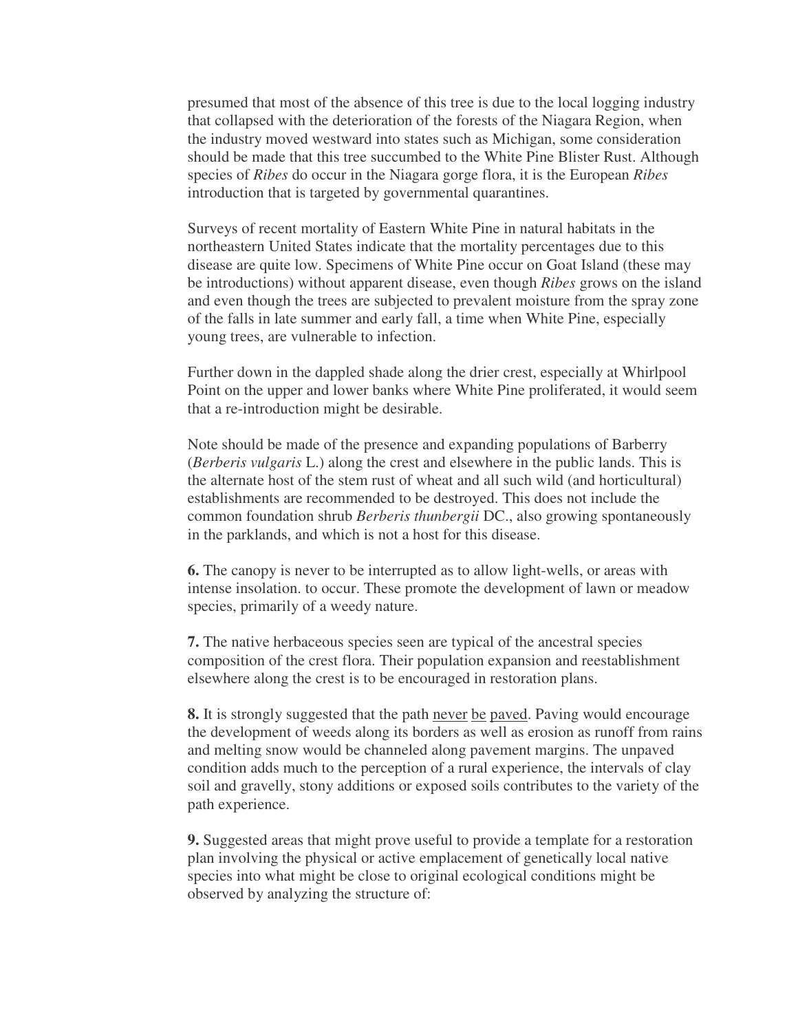presumed that most of the absence of this tree is due to the local logging industry that collapsed with the deterioration of the forests of the Niagara Region, when the industry moved westward into states such as Michigan, some consideration should be made that this tree succumbed to the White Pine Blister Rust. Although species of *Ribes* do occur in the Niagara gorge flora, it is the European *Ribes* introduction that is targeted by governmental quarantines.

Surveys of recent mortality of Eastern White Pine in natural habitats in the northeastern United States indicate that the mortality percentages due to this disease are quite low. Specimens of White Pine occur on Goat Island (these may be introductions) without apparent disease, even though *Ribes* grows on the island and even though the trees are subjected to prevalent moisture from the spray zone of the falls in late summer and early fall, a time when White Pine, especially young trees, are vulnerable to infection.

Further down in the dappled shade along the drier crest, especially at Whirlpool Point on the upper and lower banks where White Pine proliferated, it would seem that a re-introduction might be desirable.

Note should be made of the presence and expanding populations of Barberry (*Berberis vulgaris* L.) along the crest and elsewhere in the public lands. This is the alternate host of the stem rust of wheat and all such wild (and horticultural) establishments are recommended to be destroyed. This does not include the common foundation shrub *Berberis thunbergii* DC., also growing spontaneously in the parklands, and which is not a host for this disease.

**6.** The canopy is never to be interrupted as to allow light-wells, or areas with intense insolation. to occur. These promote the development of lawn or meadow species, primarily of a weedy nature.

**7.** The native herbaceous species seen are typical of the ancestral species composition of the crest flora. Their population expansion and reestablishment elsewhere along the crest is to be encouraged in restoration plans.

**8.** It is strongly suggested that the path <u>never</u> <u>be</u> <u>paved</u>. Paving would encourage the development of weeds along its borders as well as erosion as runoff from rains and melting snow would be channeled along pavement margins. The unpaved condition adds much to the perception of a rural experience, the intervals of clay soil and gravelly, stony additions or exposed soils contributes to the variety of the path experience.

**9.** Suggested areas that might prove useful to provide a template for a restoration plan involving the physical or active emplacement of genetically local native species into what might be close to original ecological conditions might be observed by analyzing the structure of: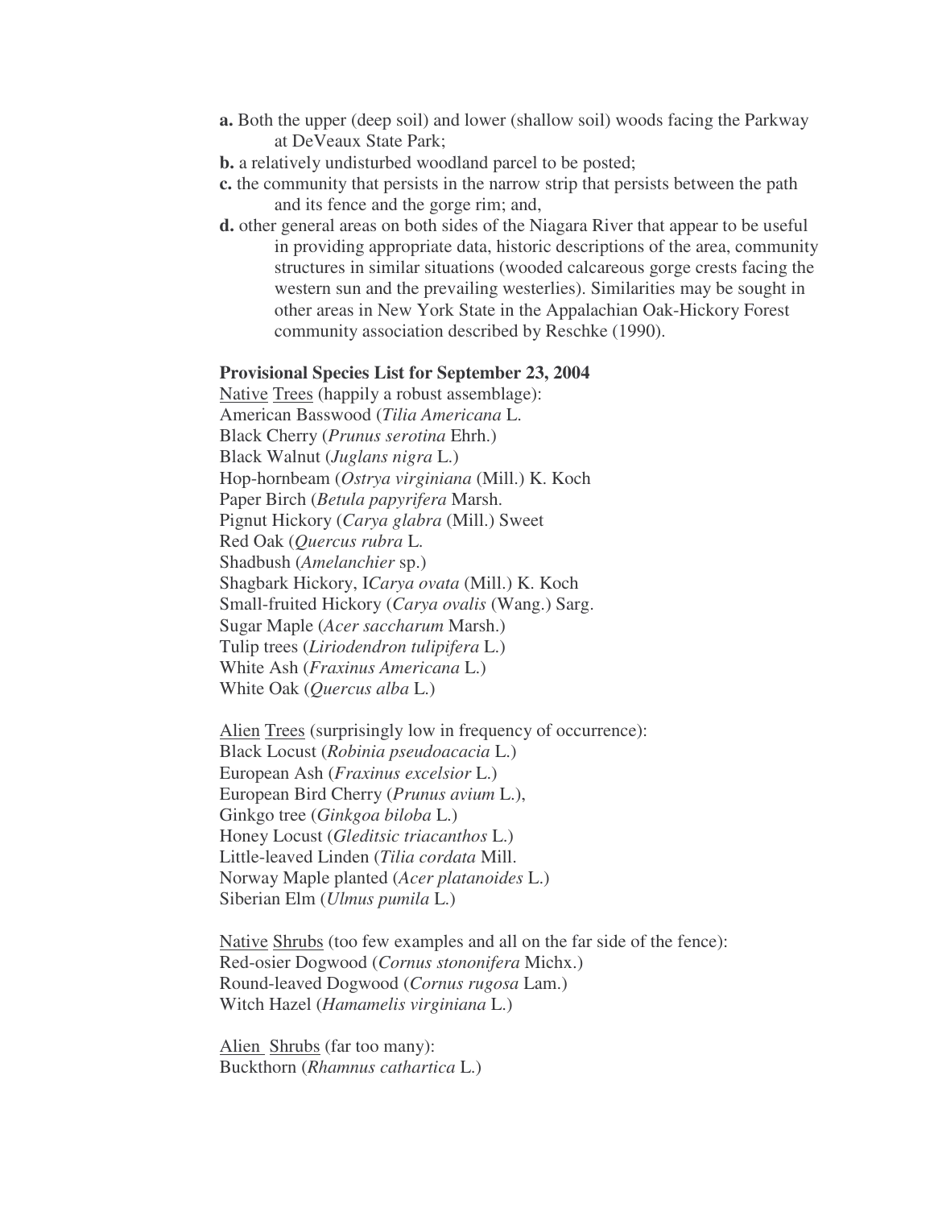**a.** Both the upper (deep soil) and lower (shallow soil) woods facing the Parkway at DeVeaux State Park;

**b.** a relatively undisturbed woodland parcel to be posted;

**c.** the community that persists in the narrow strip that persists between the path and its fence and the gorge rim; and,

**d.** other general areas on both sides of the Niagara River that appear to be useful in providing appropriate data, historic descriptions of the area, community structures in similar situations (wooded calcareous gorge crests facing the western sun and the prevailing westerlies). Similarities may be sought in other areas in New York State in the Appalachian Oak-Hickory Forest community association described by Reschke (1990).

**Provisional Species List for September 23, 2004**

<u>Native</u> <u>Trees</u> (happily a robust assemblage):
American Basswood (*Tilia Americana* L.
Black Cherry (*Prunus serotina* Ehrh.)
Black Walnut (*Juglans nigra* L.)
Hop-hornbeam (*Ostrya virginiana* (Mill.) K. Koch
Paper Birch (*Betula papyrifera* Marsh.
Pignut Hickory (*Carya glabra* (Mill.) Sweet
Red Oak (*Quercus rubra* L.
Shadbush (*Amelanchier* sp.)
Shagbark Hickory, I*Carya ovata* (Mill.) K. Koch
Small-fruited Hickory (*Carya ovalis* (Wang.) Sarg.
Sugar Maple (*Acer saccharum* Marsh.)
Tulip trees (*Liriodendron tulipifera* L.)
White Ash (*Fraxinus Americana* L.)
White Oak (*Quercus alba* L.)

<u>Alien</u> <u>Trees</u> (surprisingly low in frequency of occurrence):
Black Locust (*Robinia pseudoacacia* L.)
European Ash (*Fraxinus excelsior* L.)
European Bird Cherry (*Prunus avium* L.),
Ginkgo tree (*Ginkgoa biloba* L.)
Honey Locust (*Gleditsic triacanthos* L.)
Little-leaved Linden (*Tilia cordata* Mill.
Norway Maple planted (*Acer platanoides* L.)
Siberian Elm (*Ulmus pumila* L.)

<u>Native</u> <u>Shrubs</u> (too few examples and all on the far side of the fence):
Red-osier Dogwood (*Cornus stononifera* Michx.)
Round-leaved Dogwood (*Cornus rugosa* Lam.)
Witch Hazel (*Hamamelis virginiana* L.)

<u>Alien</u> <u>Shrubs</u> (far too many):
Buckthorn (*Rhamnus cathartica* L.)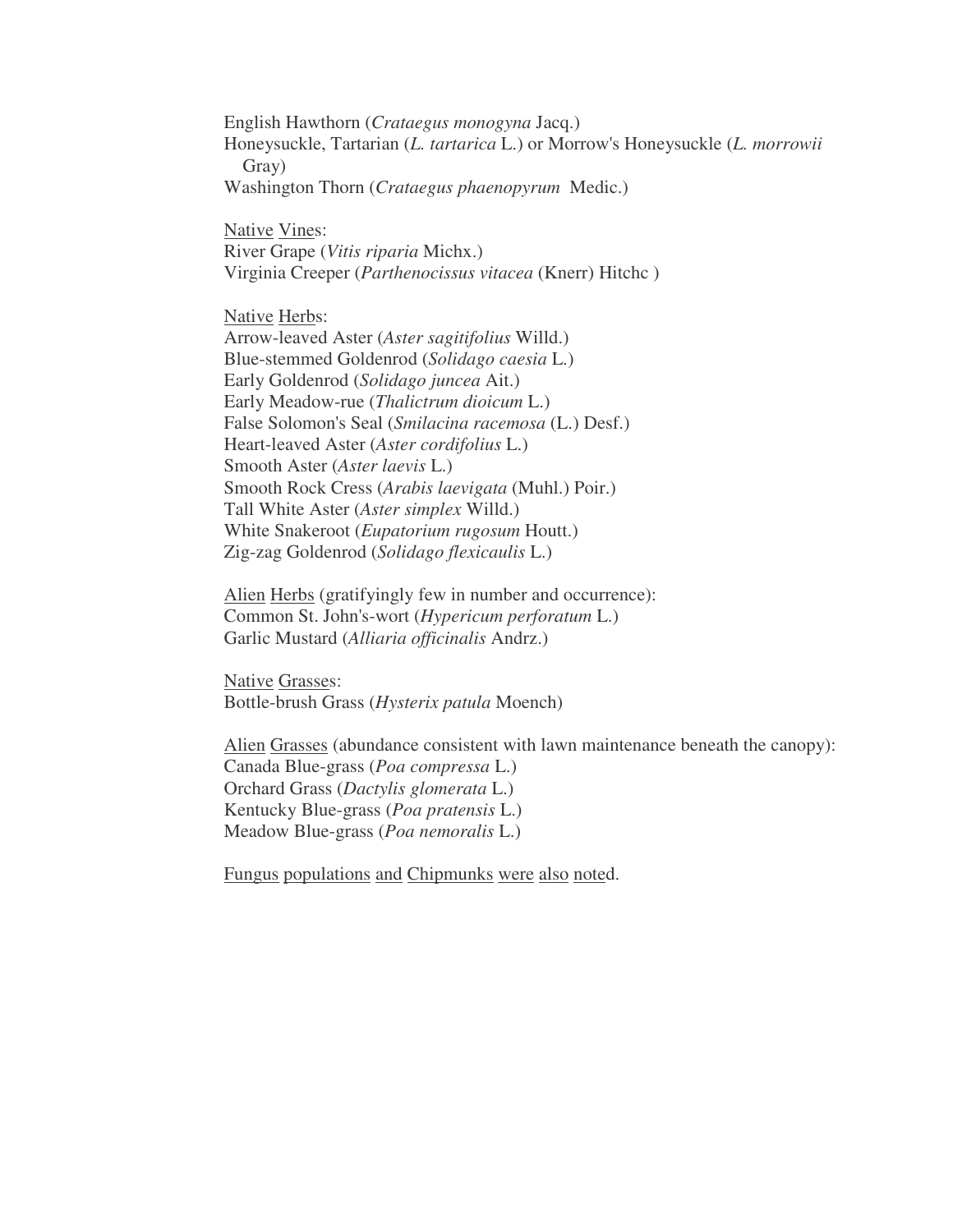English Hawthorn (*Crataegus monogyna* Jacq.)
Honeysuckle, Tartarian (*L. tartarica* L.) or Morrow's Honeysuckle (*L. morrowii* Gray)
Washington Thorn (*Crataegus phaenopyrum* Medic.)

Native Vines:
River Grape (*Vitis riparia* Michx.)
Virginia Creeper (*Parthenocissus vitacea* (Knerr) Hitchc )

Native Herbs:
Arrow-leaved Aster (*Aster sagitifolius* Willd.)
Blue-stemmed Goldenrod (*Solidago caesia* L.)
Early Goldenrod (*Solidago juncea* Ait.)
Early Meadow-rue (*Thalictrum dioicum* L.)
False Solomon's Seal (*Smilacina racemosa* (L.) Desf.)
Heart-leaved Aster (*Aster cordifolius* L.)
Smooth Aster (*Aster laevis* L.)
Smooth Rock Cress (*Arabis laevigata* (Muhl.) Poir.)
Tall White Aster (*Aster simplex* Willd.)
White Snakeroot (*Eupatorium rugosum* Houtt.)
Zig-zag Goldenrod (*Solidago flexicaulis* L.)

Alien Herbs (gratifyingly few in number and occurrence):
Common St. John's-wort (*Hypericum perforatum* L.)
Garlic Mustard (*Alliaria officinalis* Andrz.)

Native Grasses:
Bottle-brush Grass (*Hysterix patula* Moench)

Alien Grasses (abundance consistent with lawn maintenance beneath the canopy):
Canada Blue-grass (*Poa compressa* L.)
Orchard Grass (*Dactylis glomerata* L.)
Kentucky Blue-grass (*Poa pratensis* L.)
Meadow Blue-grass (*Poa nemoralis* L.)

Fungus populations and Chipmunks were also noted.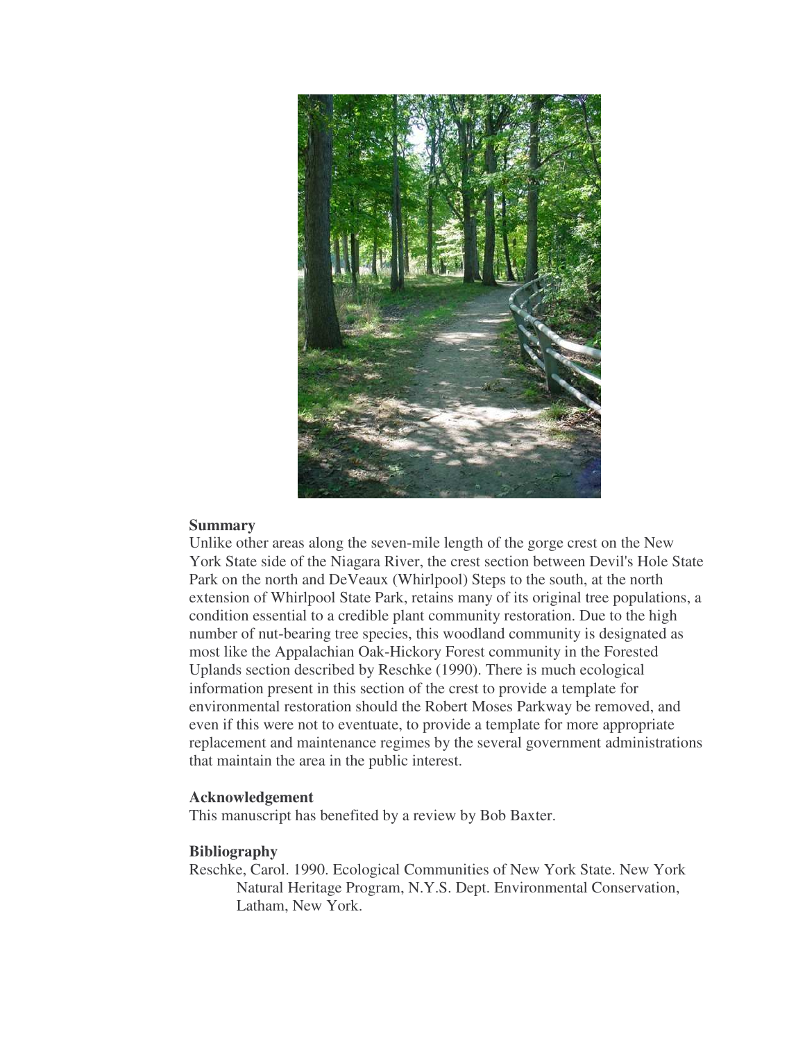**Summary**

Unlike other areas along the seven-mile length of the gorge crest on the New York State side of the Niagara River, the crest section between Devil's Hole State Park on the north and DeVeaux (Whirlpool) Steps to the south, at the north extension of Whirlpool State Park, retains many of its original tree populations, a condition essential to a credible plant community restoration. Due to the high number of nut-bearing tree species, this woodland community is designated as most like the Appalachian Oak-Hickory Forest community in the Forested Uplands section described by Reschke (1990). There is much ecological information present in this section of the crest to provide a template for environmental restoration should the Robert Moses Parkway be removed, and even if this were not to eventuate, to provide a template for more appropriate replacement and maintenance regimes by the several government administrations that maintain the area in the public interest.

**Acknowledgement**

This manuscript has benefited by a review by Bob Baxter.

**Bibliography**

Reschke, Carol. 1990. Ecological Communities of New York State. New York Natural Heritage Program, N.Y.S. Dept. Environmental Conservation, Latham, New York.